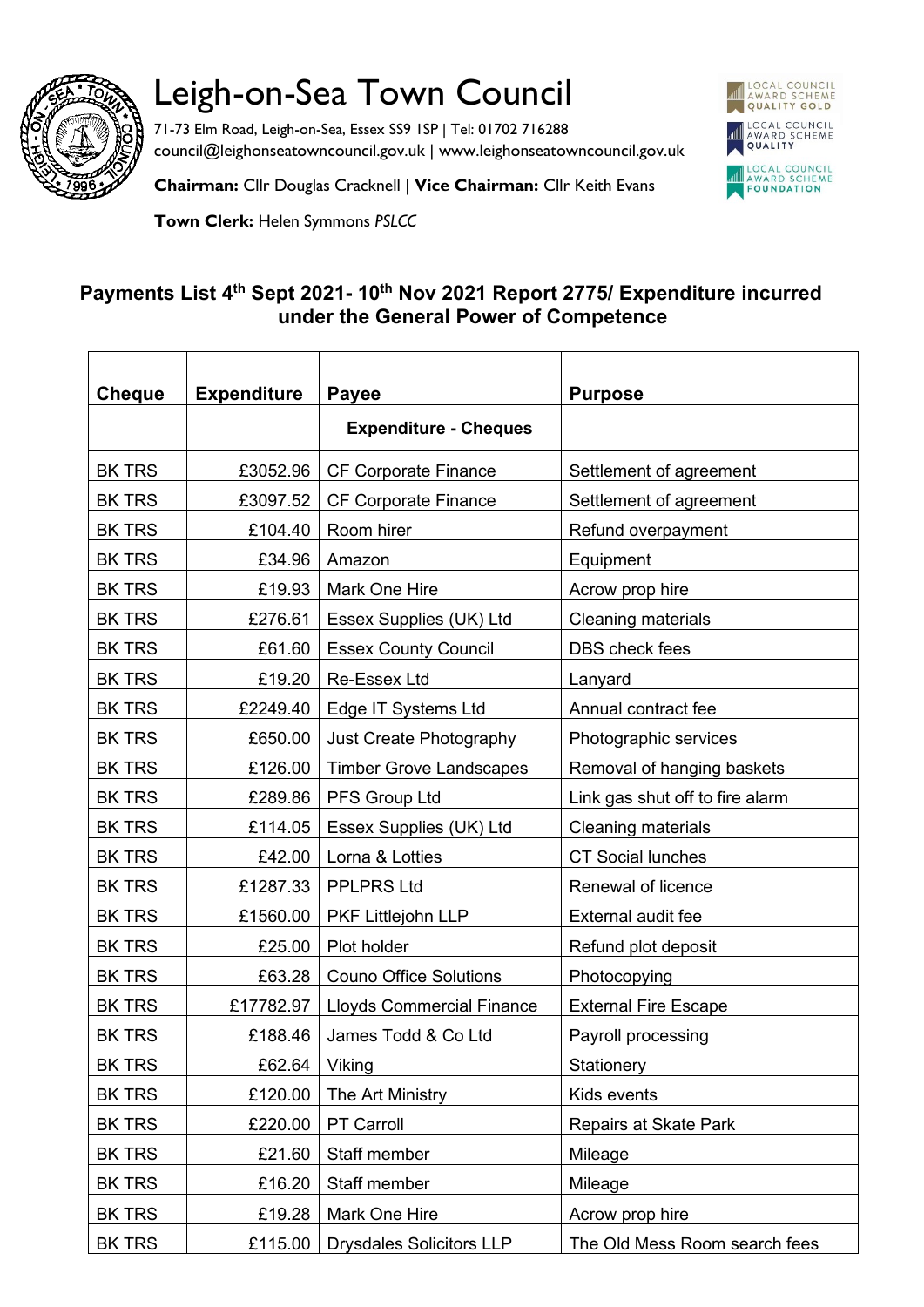# Leigh-on-Sea Town Council

71-73 Elm Road, Leigh-on-Sea, Essex SS9 1SP | Tel: 01702 716288
council@leighonseatowncouncil.gov.uk | www.leighonseatowncouncil.gov.uk

**Chairman:** Cllr Douglas Cracknell | **Vice Chairman:** Cllr Keith Evans

**Town Clerk:** Helen Symmons *PSLCC*

LOCAL COUNCIL AWARD SCHEME QUALITY GOLD
LOCAL COUNCIL AWARD SCHEME QUALITY
LOCAL COUNCIL AWARD SCHEME FOUNDATION

## Payments List 4th Sept 2021- 10th Nov 2021 Report 2775/ Expenditure incurred under the General Power of Competence

| Cheque | Expenditure | Payee | Purpose |
|---|---|---|---|
| | | **Expenditure - Cheques** | |
| BK TRS | £3052.96 | CF Corporate Finance | Settlement of agreement |
| BK TRS | £3097.52 | CF Corporate Finance | Settlement of agreement |
| BK TRS | £104.40 | Room hirer | Refund overpayment |
| BK TRS | £34.96 | Amazon | Equipment |
| BK TRS | £19.93 | Mark One Hire | Acrow prop hire |
| BK TRS | £276.61 | Essex Supplies (UK) Ltd | Cleaning materials |
| BK TRS | £61.60 | Essex County Council | DBS check fees |
| BK TRS | £19.20 | Re-Essex Ltd | Lanyard |
| BK TRS | £2249.40 | Edge IT Systems Ltd | Annual contract fee |
| BK TRS | £650.00 | Just Create Photography | Photographic services |
| BK TRS | £126.00 | Timber Grove Landscapes | Removal of hanging baskets |
| BK TRS | £289.86 | PFS Group Ltd | Link gas shut off to fire alarm |
| BK TRS | £114.05 | Essex Supplies (UK) Ltd | Cleaning materials |
| BK TRS | £42.00 | Lorna & Lotties | CT Social lunches |
| BK TRS | £1287.33 | PPLPRS Ltd | Renewal of licence |
| BK TRS | £1560.00 | PKF Littlejohn LLP | External audit fee |
| BK TRS | £25.00 | Plot holder | Refund plot deposit |
| BK TRS | £63.28 | Couno Office Solutions | Photocopying |
| BK TRS | £17782.97 | Lloyds Commercial Finance | External Fire Escape |
| BK TRS | £188.46 | James Todd & Co Ltd | Payroll processing |
| BK TRS | £62.64 | Viking | Stationery |
| BK TRS | £120.00 | The Art Ministry | Kids events |
| BK TRS | £220.00 | PT Carroll | Repairs at Skate Park |
| BK TRS | £21.60 | Staff member | Mileage |
| BK TRS | £16.20 | Staff member | Mileage |
| BK TRS | £19.28 | Mark One Hire | Acrow prop hire |
| BK TRS | £115.00 | Drysdales Solicitors LLP | The Old Mess Room search fees |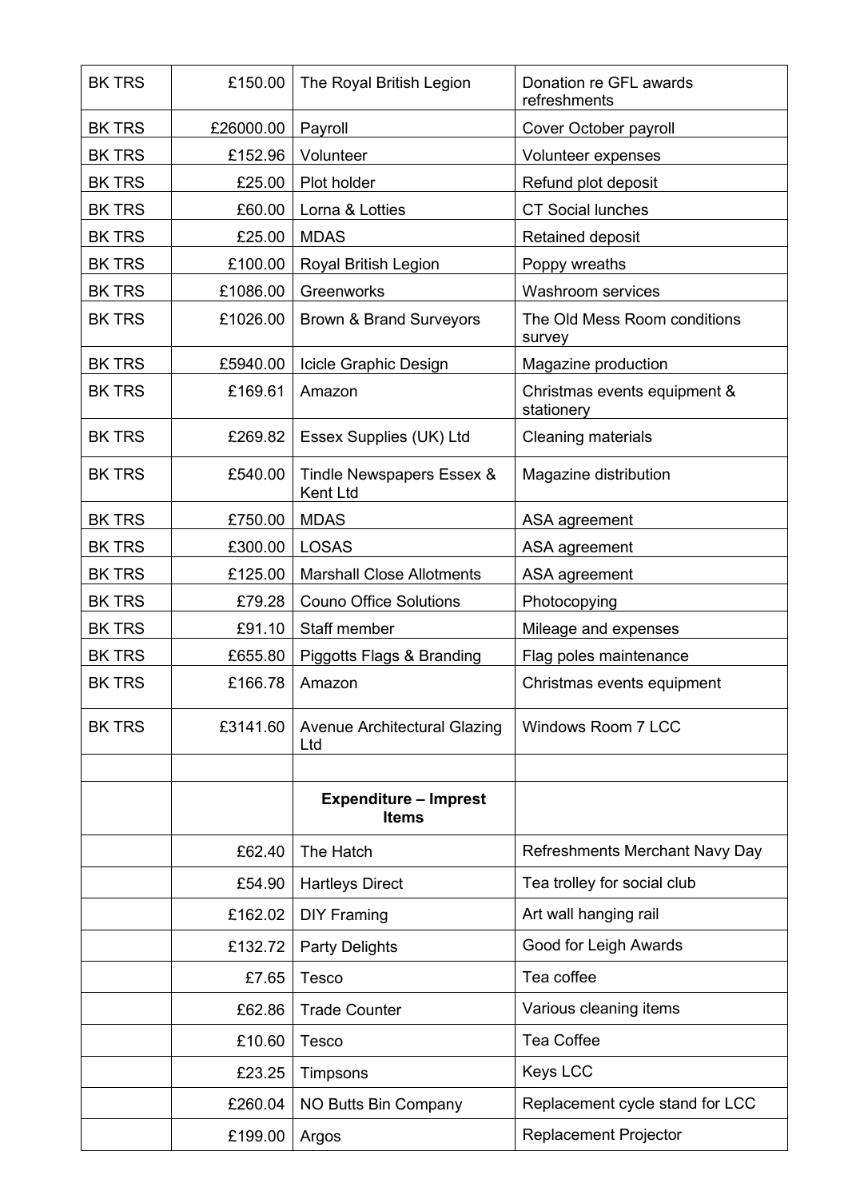| BK TRS | £150.00 | The Royal British Legion | Donation re GFL awards refreshments |
|---|---|---|---|
| BK TRS | £26000.00 | Payroll | Cover October payroll |
| BK TRS | £152.96 | Volunteer | Volunteer expenses |
| BK TRS | £25.00 | Plot holder | Refund plot deposit |
| BK TRS | £60.00 | Lorna & Lotties | CT Social lunches |
| BK TRS | £25.00 | MDAS | Retained deposit |
| BK TRS | £100.00 | Royal British Legion | Poppy wreaths |
| BK TRS | £1086.00 | Greenworks | Washroom services |
| BK TRS | £1026.00 | Brown & Brand Surveyors | The Old Mess Room conditions survey |
| BK TRS | £5940.00 | Icicle Graphic Design | Magazine production |
| BK TRS | £169.61 | Amazon | Christmas events equipment & stationery |
| BK TRS | £269.82 | Essex Supplies (UK) Ltd | Cleaning materials |
| BK TRS | £540.00 | Tindle Newspapers Essex & Kent Ltd | Magazine distribution |
| BK TRS | £750.00 | MDAS | ASA agreement |
| BK TRS | £300.00 | LOSAS | ASA agreement |
| BK TRS | £125.00 | Marshall Close Allotments | ASA agreement |
| BK TRS | £79.28 | Couno Office Solutions | Photocopying |
| BK TRS | £91.10 | Staff member | Mileage and expenses |
| BK TRS | £655.80 | Piggotts Flags & Branding | Flag poles maintenance |
| BK TRS | £166.78 | Amazon | Christmas events equipment |
| BK TRS | £3141.60 | Avenue Architectural Glazing Ltd | Windows Room 7 LCC |
| | | | |
| | | **Expenditure – Imprest Items** | |
| | £62.40 | The Hatch | Refreshments Merchant Navy Day |
| | £54.90 | Hartleys Direct | Tea trolley for social club |
| | £162.02 | DIY Framing | Art wall hanging rail |
| | £132.72 | Party Delights | Good for Leigh Awards |
| | £7.65 | Tesco | Tea coffee |
| | £62.86 | Trade Counter | Various cleaning items |
| | £10.60 | Tesco | Tea Coffee |
| | £23.25 | Timpsons | Keys LCC |
| | £260.04 | NO Butts Bin Company | Replacement cycle stand for LCC |
| | £199.00 | Argos | Replacement Projector |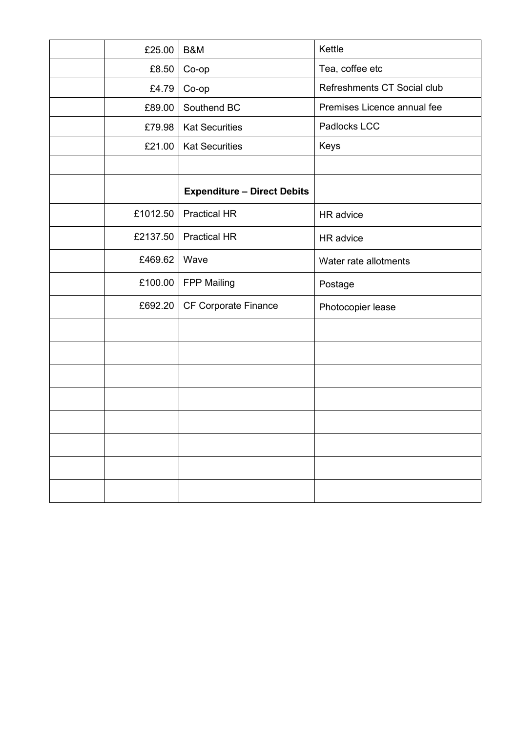| | | | |
|---|---|---|---|
| | £25.00 | B&M | Kettle |
| | £8.50 | Co-op | Tea, coffee etc |
| | £4.79 | Co-op | Refreshments CT Social club |
| | £89.00 | Southend BC | Premises Licence annual fee |
| | £79.98 | Kat Securities | Padlocks LCC |
| | £21.00 | Kat Securities | Keys |
| | | | |
| | | **Expenditure – Direct Debits** | |
| | £1012.50 | Practical HR | HR advice |
| | £2137.50 | Practical HR | HR advice |
| | £469.62 | Wave | Water rate allotments |
| | £100.00 | FPP Mailing | Postage |
| | £692.20 | CF Corporate Finance | Photocopier lease |
| | | | |
| | | | |
| | | | |
| | | | |
| | | | |
| | | | |
| | | | |
| | | | |